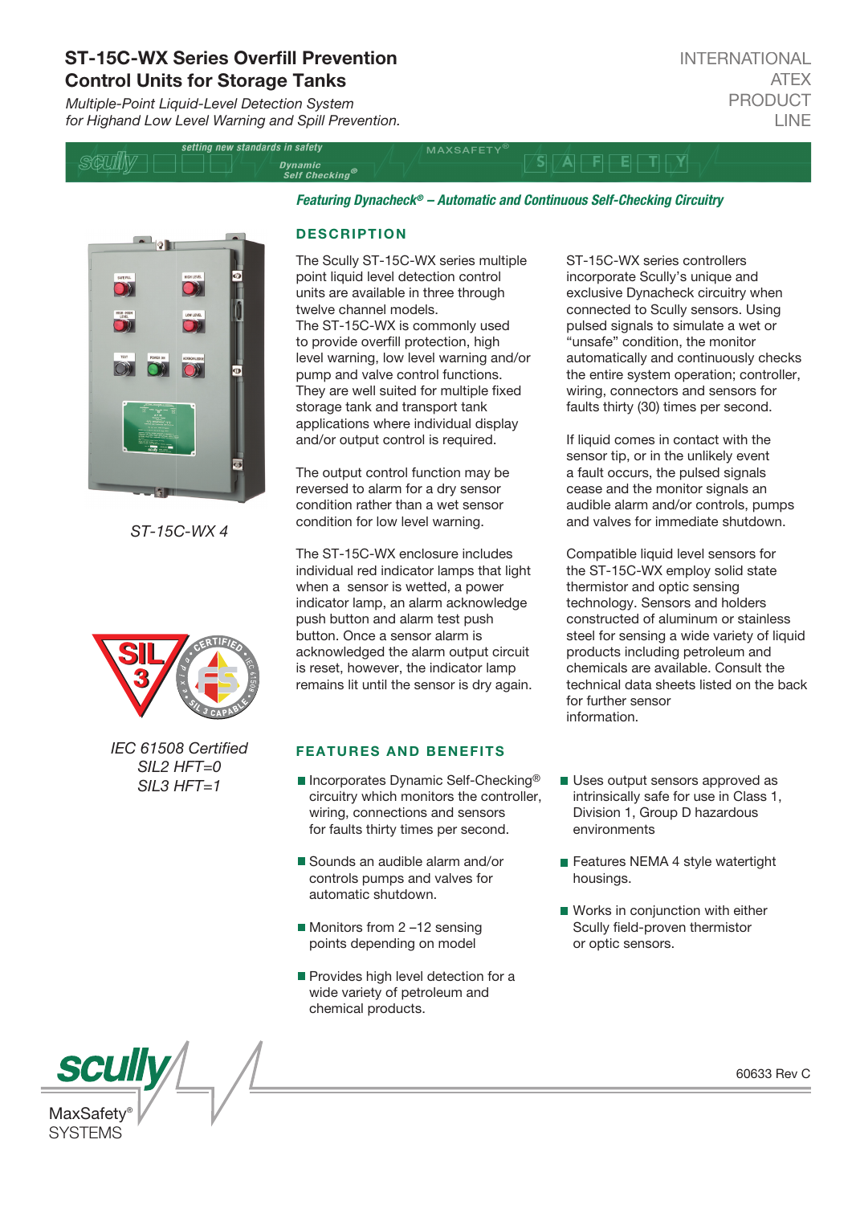# ST-15C-WX Series Overfill Prevention Control Units for Storage Tanks

*Multiple-Point Liquid-Level Detection System for Highand Low Level Warning and Spill Prevention.*

INTERNATIONAL ATEX PRODUCT LINE

***Featuring Dynacheck® – Automatic and Continuous Self-Checking Circuitry***

ST-15C-WX 4

IEC 61508 Certified
SIL2 HFT=0
SIL3 HFT=1

## DESCRIPTION

The Scully ST-15C-WX series multiple point liquid level detection control units are available in three through twelve channel models.
The ST-15C-WX is commonly used to provide overfill protection, high level warning, low level warning and/or pump and valve control functions. They are well suited for multiple fixed storage tank and transport tank applications where individual display and/or output control is required.

The output control function may be reversed to alarm for a dry sensor condition rather than a wet sensor condition for low level warning.

The ST-15C-WX enclosure includes individual red indicator lamps that light when a sensor is wetted, a power indicator lamp, an alarm acknowledge push button and alarm test push button. Once a sensor alarm is acknowledged the alarm output circuit is reset, however, the indicator lamp remains lit until the sensor is dry again.

ST-15C-WX series controllers incorporate Scully's unique and exclusive Dynacheck circuitry when connected to Scully sensors. Using pulsed signals to simulate a wet or "unsafe" condition, the monitor automatically and continuously checks the entire system operation; controller, wiring, connectors and sensors for faults thirty (30) times per second.

If liquid comes in contact with the sensor tip, or in the unlikely event a fault occurs, the pulsed signals cease and the monitor signals an audible alarm and/or controls, pumps and valves for immediate shutdown.

Compatible liquid level sensors for the ST-15C-WX employ solid state thermistor and optic sensing technology. Sensors and holders constructed of aluminum or stainless steel for sensing a wide variety of liquid products including petroleum and chemicals are available. Consult the technical data sheets listed on the back for further sensor information.

## FEATURES AND BENEFITS

- Incorporates Dynamic Self-Checking® circuitry which monitors the controller, wiring, connections and sensors for faults thirty times per second.
- Sounds an audible alarm and/or controls pumps and valves for automatic shutdown.
- Monitors from 2 –12 sensing points depending on model
- Provides high level detection for a wide variety of petroleum and chemical products.
- Uses output sensors approved as intrinsically safe for use in Class 1, Division 1, Group D hazardous environments
- Features NEMA 4 style watertight housings.
- Works in conjunction with either Scully field-proven thermistor or optic sensors.

60633 Rev C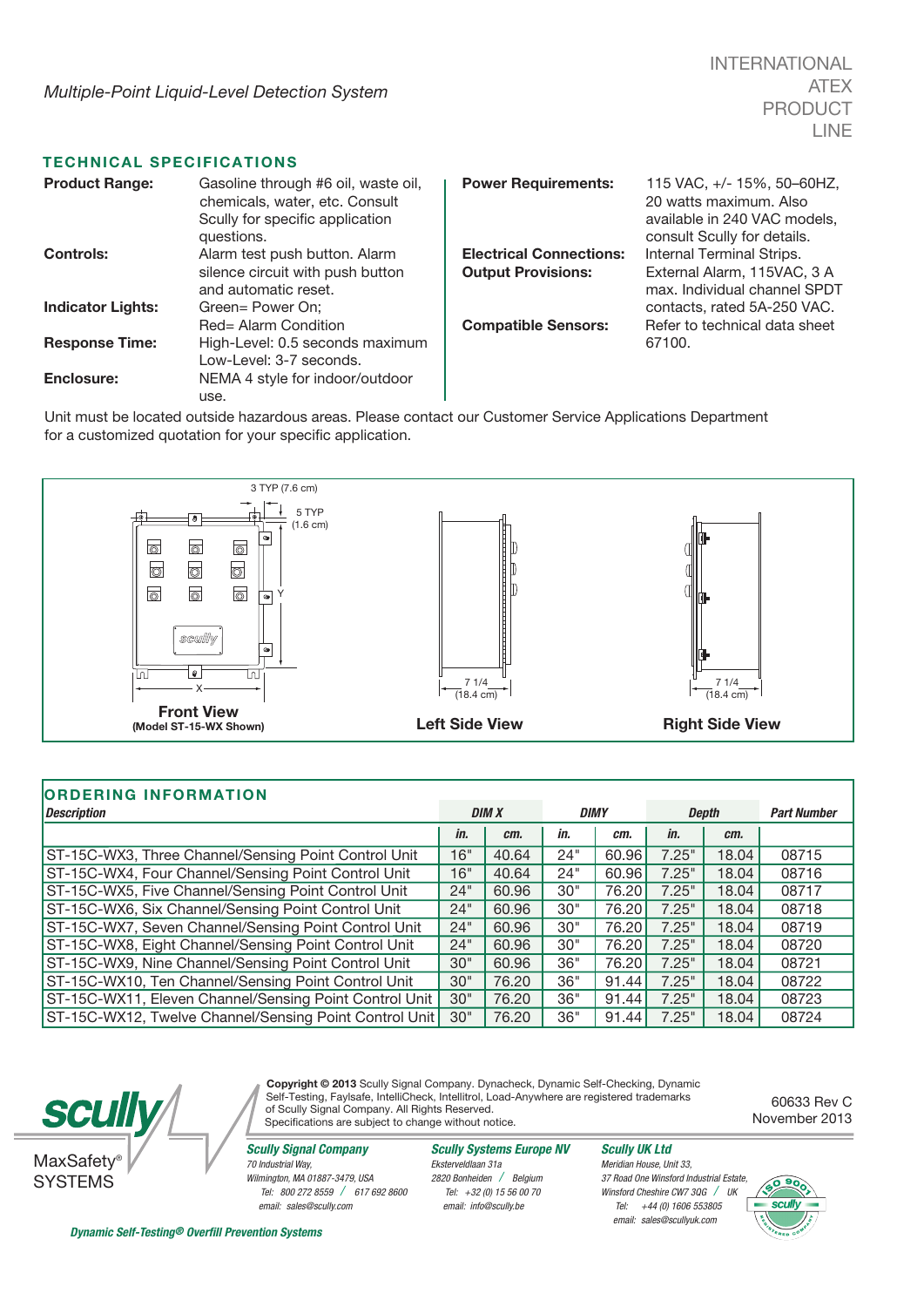*Multiple-Point Liquid-Level Detection System*

INTERNATIONAL ATEX PRODUCT LINE

## TECHNICAL SPECIFICATIONS

**Product Range:** Gasoline through #6 oil, waste oil, chemicals, water, etc. Consult Scully for specific application questions.

**Controls:** Alarm test push button. Alarm silence circuit with push button and automatic reset.

**Indicator Lights:** Green= Power On; Red= Alarm Condition

**Response Time:** High-Level: 0.5 seconds maximum Low-Level: 3-7 seconds.

**Enclosure:** NEMA 4 style for indoor/outdoor use.

**Power Requirements:** 115 VAC, +/- 15%, 50–60HZ, 20 watts maximum. Also available in 240 VAC models, consult Scully for details.

**Electrical Connections:** Internal Terminal Strips.

**Output Provisions:** External Alarm, 115VAC, 3 A max. Individual channel SPDT contacts, rated 5A-250 VAC.

**Compatible Sensors:** Refer to technical data sheet 67100.

Unit must be located outside hazardous areas. Please contact our Customer Service Applications Department for a customized quotation for your specific application.

3 TYP (7.6 cm)

5 TYP (1.6 cm)

Y

X

7 1/4 (18.4 cm)

7 1/4 (18.4 cm)

**Front View**
**(Model ST-15-WX Shown)**

**Left Side View**

**Right Side View**

## ORDERING INFORMATION

| *Description* | *DIM X* | | *DIMY* | | *Depth* | | *Part Number* |
|---|---|---|---|---|---|---|---|
| | *in.* | *cm.* | *in.* | *cm.* | *in.* | *cm.* | |
| ST-15C-WX3, Three Channel/Sensing Point Control Unit | 16" | 40.64 | 24" | 60.96 | 7.25" | 18.04 | 08715 |
| ST-15C-WX4, Four Channel/Sensing Point Control Unit | 16" | 40.64 | 24" | 60.96 | 7.25" | 18.04 | 08716 |
| ST-15C-WX5, Five Channel/Sensing Point Control Unit | 24" | 60.96 | 30" | 76.20 | 7.25" | 18.04 | 08717 |
| ST-15C-WX6, Six Channel/Sensing Point Control Unit | 24" | 60.96 | 30" | 76.20 | 7.25" | 18.04 | 08718 |
| ST-15C-WX7, Seven Channel/Sensing Point Control Unit | 24" | 60.96 | 30" | 76.20 | 7.25" | 18.04 | 08719 |
| ST-15C-WX8, Eight Channel/Sensing Point Control Unit | 24" | 60.96 | 30" | 76.20 | 7.25" | 18.04 | 08720 |
| ST-15C-WX9, Nine Channel/Sensing Point Control Unit | 30" | 60.96 | 36" | 76.20 | 7.25" | 18.04 | 08721 |
| ST-15C-WX10, Ten Channel/Sensing Point Control Unit | 30" | 76.20 | 36" | 91.44 | 7.25" | 18.04 | 08722 |
| ST-15C-WX11, Eleven Channel/Sensing Point Control Unit | 30" | 76.20 | 36" | 91.44 | 7.25" | 18.04 | 08723 |
| ST-15C-WX12, Twelve Channel/Sensing Point Control Unit | 30" | 76.20 | 36" | 91.44 | 7.25" | 18.04 | 08724 |

scully MaxSafety® SYSTEMS

**Copyright © 2013** Scully Signal Company. Dynacheck, Dynamic Self-Checking, Dynamic Self-Testing, Faylsafe, IntelliCheck, Intellitrol, Load-Anywhere are registered trademarks of Scully Signal Company. All Rights Reserved.
Specifications are subject to change without notice.

60633 Rev C
November 2013

***Scully Signal Company***
*70 Industrial Way,*
*Wilmington, MA 01887-3479, USA*
*Tel: 800 272 8559 / 617 692 8600*
*email: sales@scully.com*

***Scully Systems Europe NV***
*Eksterveldlaan 31a*
*2820 Bonheiden / Belgium*
*Tel: +32 (0) 15 56 00 70*
*email: info@scully.be*

***Scully UK Ltd***
*Meridian House, Unit 33,*
*37 Road One Winsford Industrial Estate,*
*Winsford Cheshire CW7 3QG / UK*
*Tel: +44 (0) 1606 553805*
*email: sales@scullyuk.com*

***Dynamic Self-Testing® Overfill Prevention Systems***